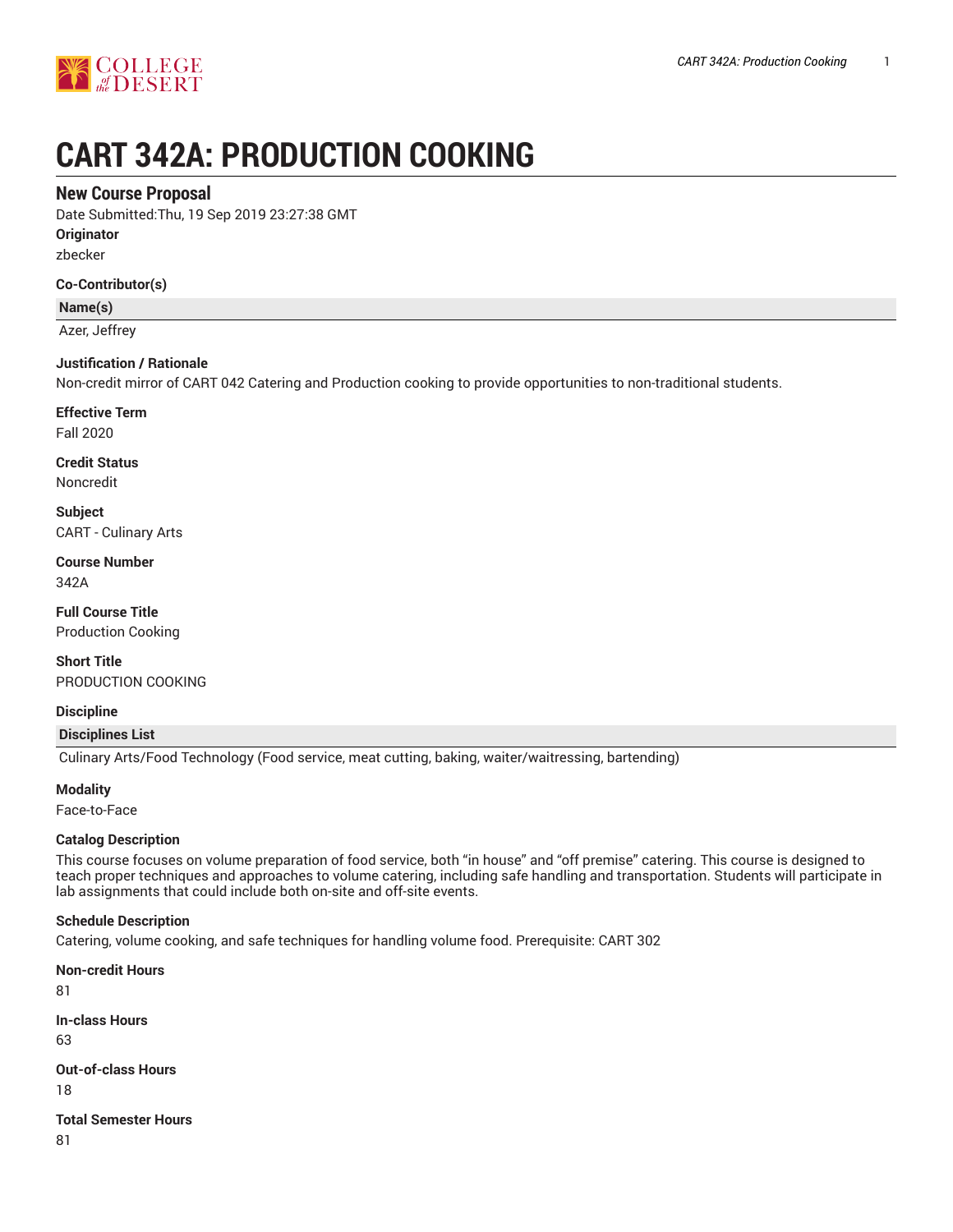# CART 342A: PRODUCTION COOKING

## New Course Proposal

Date Submitted:Thu, 19 Sep 2019 23:27:38 GMT

**Originator**

zbecker

**Co-Contributor(s)**

| Name(s) |
| --- |
| Azer, Jeffrey |

**Justification / Rationale**

Non-credit mirror of CART 042 Catering and Production cooking to provide opportunities to non-traditional students.

**Effective Term**

Fall 2020

**Credit Status**

Noncredit

**Subject**

CART - Culinary Arts

**Course Number**

342A

**Full Course Title**

Production Cooking

**Short Title**

PRODUCTION COOKING

**Discipline**

| Disciplines List |
| --- |
| Culinary Arts/Food Technology (Food service, meat cutting, baking, waiter/waitressing, bartending) |

**Modality**

Face-to-Face

**Catalog Description**

This course focuses on volume preparation of food service, both "in house" and "off premise" catering. This course is designed to teach proper techniques and approaches to volume catering, including safe handling and transportation. Students will participate in lab assignments that could include both on-site and off-site events.

**Schedule Description**

Catering, volume cooking, and safe techniques for handling volume food. Prerequisite: CART 302

**Non-credit Hours**

81

**In-class Hours**

63

**Out-of-class Hours**

18

**Total Semester Hours**

81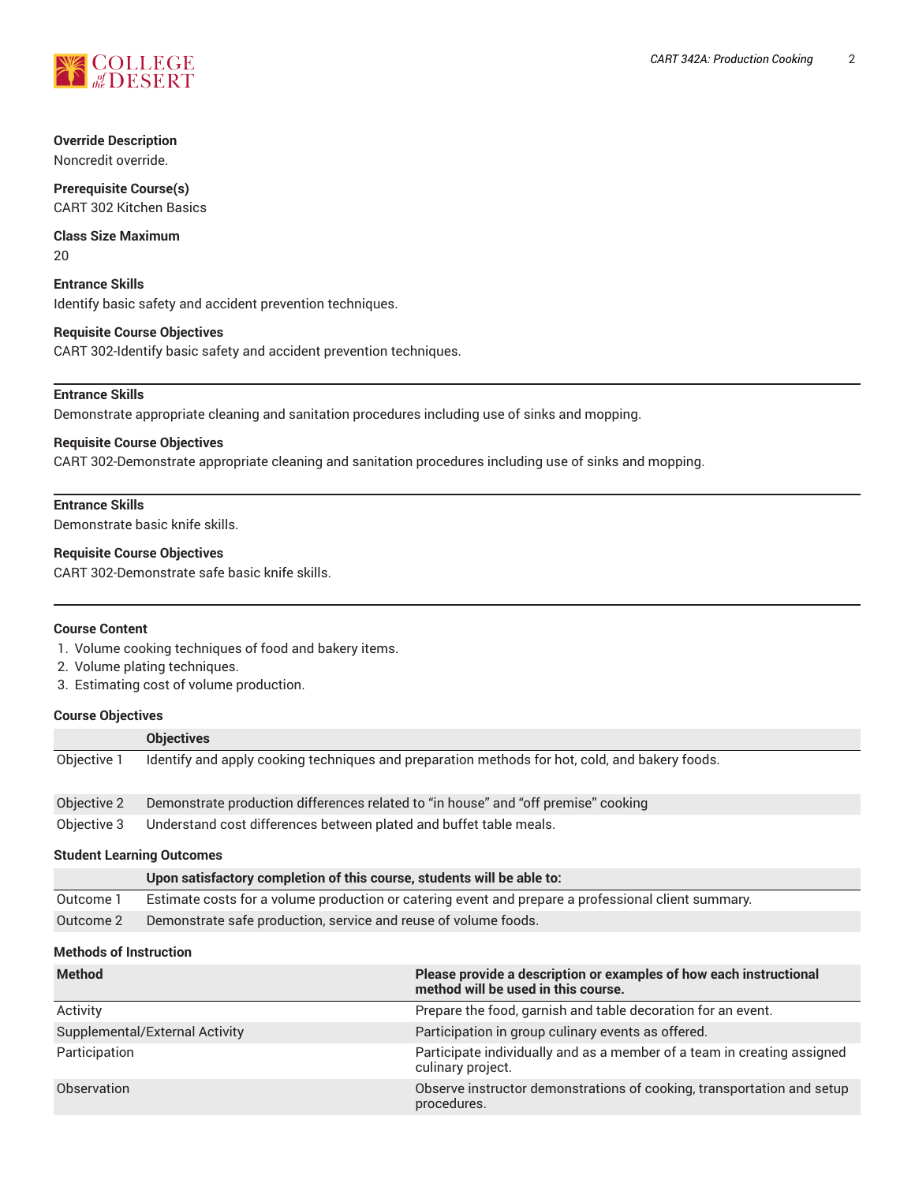**Override Description**
Noncredit override.

**Prerequisite Course(s)**
CART 302 Kitchen Basics

**Class Size Maximum**
20

**Entrance Skills**
Identify basic safety and accident prevention techniques.

**Requisite Course Objectives**
CART 302-Identify basic safety and accident prevention techniques.

---

**Entrance Skills**
Demonstrate appropriate cleaning and sanitation procedures including use of sinks and mopping.

**Requisite Course Objectives**
CART 302-Demonstrate appropriate cleaning and sanitation procedures including use of sinks and mopping.

---

**Entrance Skills**
Demonstrate basic knife skills.

**Requisite Course Objectives**
CART 302-Demonstrate safe basic knife skills.

---

**Course Content**

1. Volume cooking techniques of food and bakery items.
2. Volume plating techniques.
3. Estimating cost of volume production.

**Course Objectives**

| | Objectives |
|---|---|
| Objective 1 | Identify and apply cooking techniques and preparation methods for hot, cold, and bakery foods. |
| Objective 2 | Demonstrate production differences related to “in house” and “off premise” cooking |
| Objective 3 | Understand cost differences between plated and buffet table meals. |

**Student Learning Outcomes**

| | Upon satisfactory completion of this course, students will be able to: |
|---|---|
| Outcome 1 | Estimate costs for a volume production or catering event and prepare a professional client summary. |
| Outcome 2 | Demonstrate safe production, service and reuse of volume foods. |

**Methods of Instruction**

| Method | Please provide a description or examples of how each instructional method will be used in this course. |
|---|---|
| Activity | Prepare the food, garnish and table decoration for an event. |
| Supplemental/External Activity | Participation in group culinary events as offered. |
| Participation | Participate individually and as a member of a team in creating assigned culinary project. |
| Observation | Observe instructor demonstrations of cooking, transportation and setup procedures. |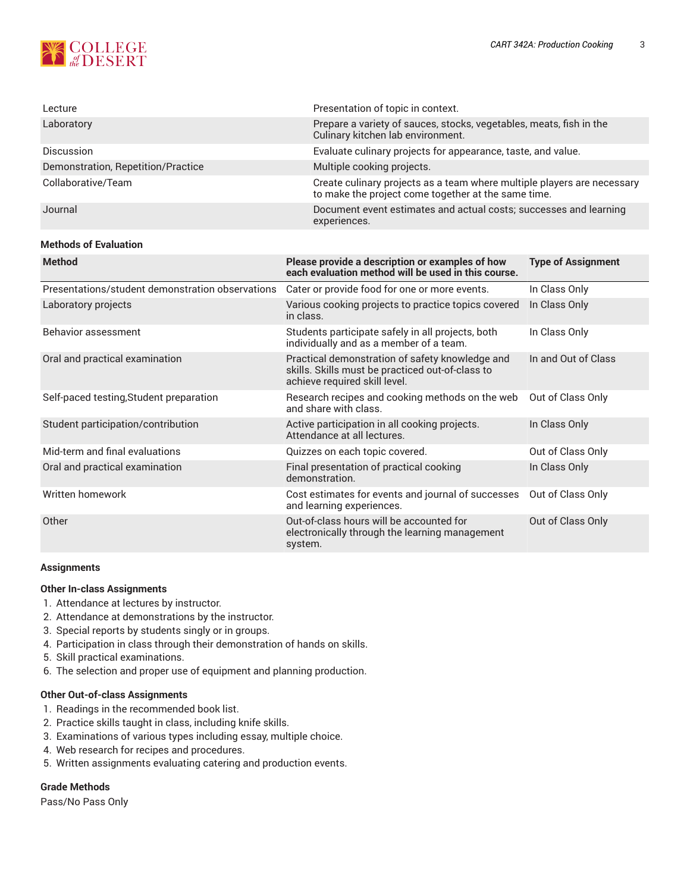| | |
|---|---|
| Lecture | Presentation of topic in context. |
| Laboratory | Prepare a variety of sauces, stocks, vegetables, meats, fish in the Culinary kitchen lab environment. |
| Discussion | Evaluate culinary projects for appearance, taste, and value. |
| Demonstration, Repetition/Practice | Multiple cooking projects. |
| Collaborative/Team | Create culinary projects as a team where multiple players are necessary to make the project come together at the same time. |
| Journal | Document event estimates and actual costs; successes and learning experiences. |

**Methods of Evaluation**

| Method | Please provide a description or examples of how each evaluation method will be used in this course. | Type of Assignment |
|---|---|---|
| Presentations/student demonstration observations | Cater or provide food for one or more events. | In Class Only |
| Laboratory projects | Various cooking projects to practice topics covered in class. | In Class Only |
| Behavior assessment | Students participate safely in all projects, both individually and as a member of a team. | In Class Only |
| Oral and practical examination | Practical demonstration of safety knowledge and skills. Skills must be practiced out-of-class to achieve required skill level. | In and Out of Class |
| Self-paced testing,Student preparation | Research recipes and cooking methods on the web and share with class. | Out of Class Only |
| Student participation/contribution | Active participation in all cooking projects. Attendance at all lectures. | In Class Only |
| Mid-term and final evaluations | Quizzes on each topic covered. | Out of Class Only |
| Oral and practical examination | Final presentation of practical cooking demonstration. | In Class Only |
| Written homework | Cost estimates for events and journal of successes and learning experiences. | Out of Class Only |
| Other | Out-of-class hours will be accounted for electronically through the learning management system. | Out of Class Only |

**Assignments**

**Other In-class Assignments**

1. Attendance at lectures by instructor.
2. Attendance at demonstrations by the instructor.
3. Special reports by students singly or in groups.
4. Participation in class through their demonstration of hands on skills.
5. Skill practical examinations.
6. The selection and proper use of equipment and planning production.

**Other Out-of-class Assignments**

1. Readings in the recommended book list.
2. Practice skills taught in class, including knife skills.
3. Examinations of various types including essay, multiple choice.
4. Web research for recipes and procedures.
5. Written assignments evaluating catering and production events.

**Grade Methods**

Pass/No Pass Only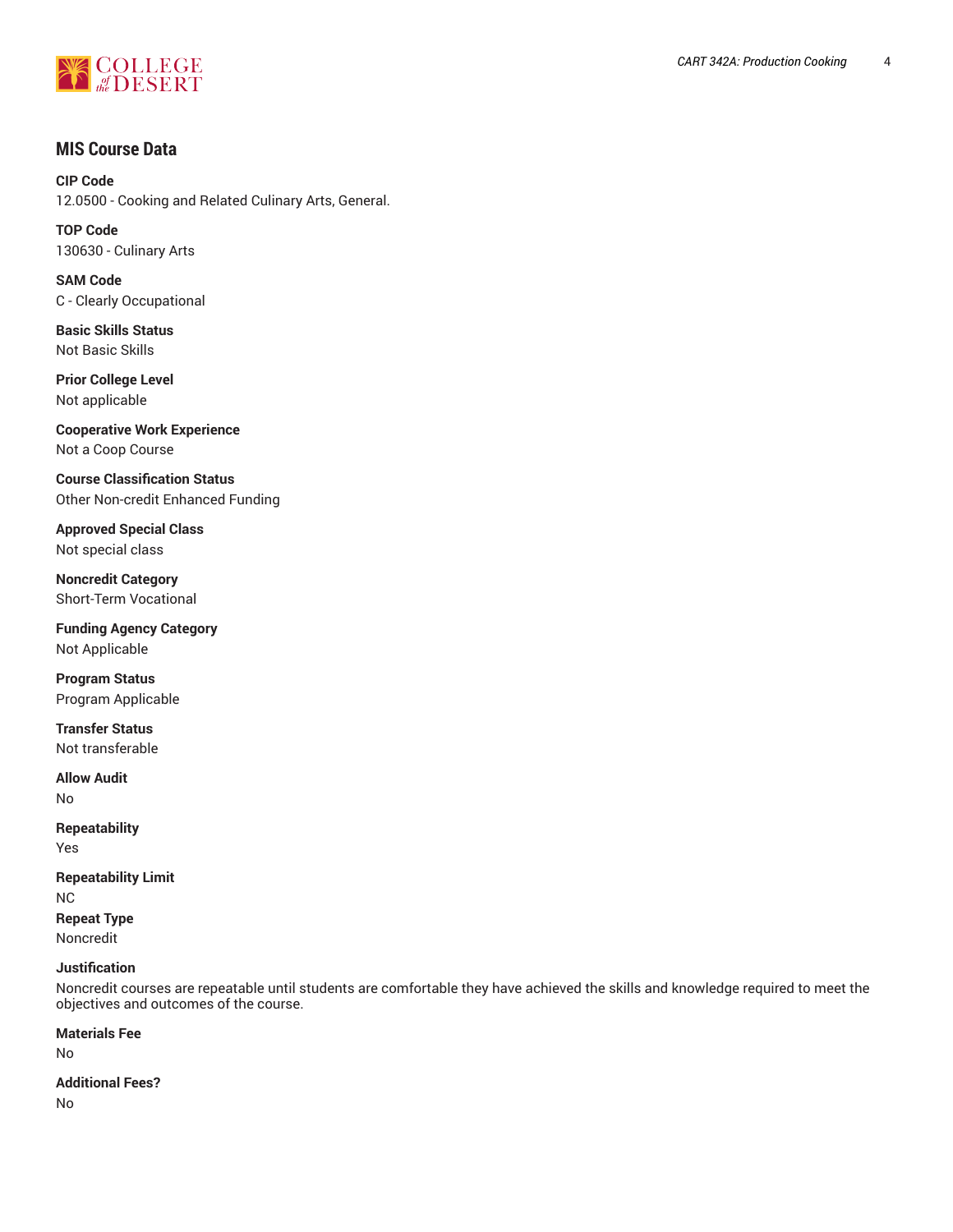## MIS Course Data

**CIP Code**
12.0500 - Cooking and Related Culinary Arts, General.

**TOP Code**
130630 - Culinary Arts

**SAM Code**
C - Clearly Occupational

**Basic Skills Status**
Not Basic Skills

**Prior College Level**
Not applicable

**Cooperative Work Experience**
Not a Coop Course

**Course Classification Status**
Other Non-credit Enhanced Funding

**Approved Special Class**
Not special class

**Noncredit Category**
Short-Term Vocational

**Funding Agency Category**
Not Applicable

**Program Status**
Program Applicable

**Transfer Status**
Not transferable

**Allow Audit**
No

**Repeatability**
Yes

**Repeatability Limit**
NC

**Repeat Type**
Noncredit

**Justification**
Noncredit courses are repeatable until students are comfortable they have achieved the skills and knowledge required to meet the objectives and outcomes of the course.

**Materials Fee**
No

**Additional Fees?**
No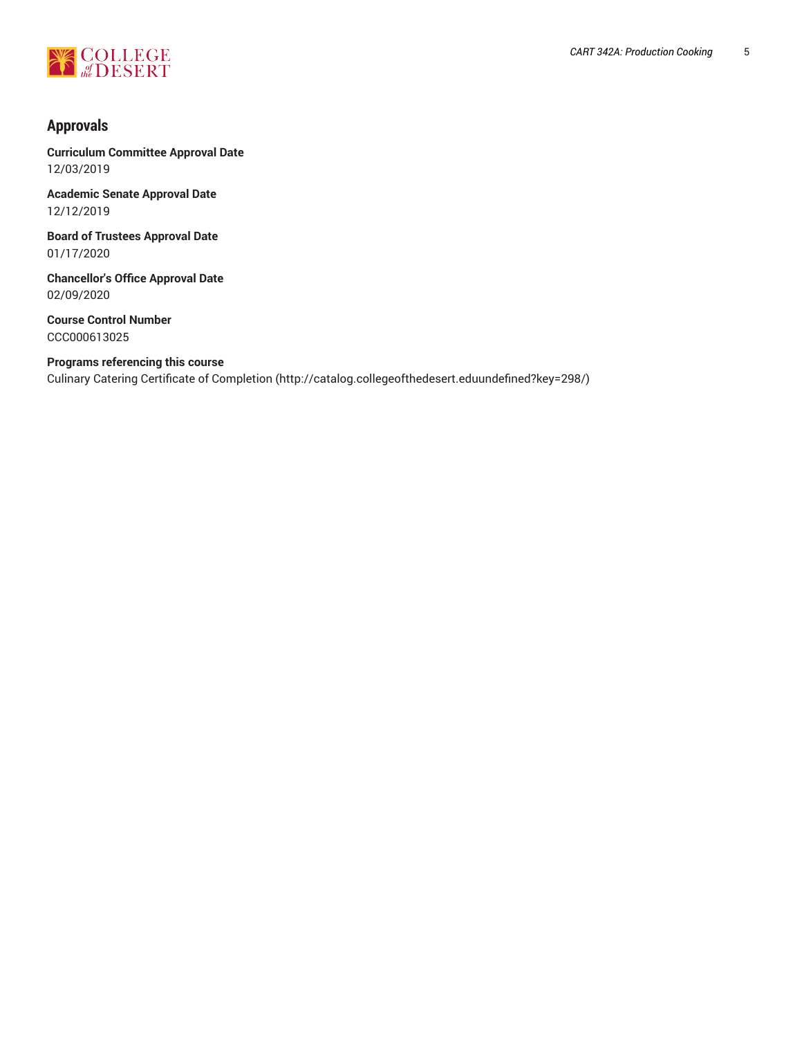## Approvals

**Curriculum Committee Approval Date**
12/03/2019

**Academic Senate Approval Date**
12/12/2019

**Board of Trustees Approval Date**
01/17/2020

**Chancellor's Office Approval Date**
02/09/2020

**Course Control Number**
CCC000613025

**Programs referencing this course**
Culinary Catering Certificate of Completion (http://catalog.collegeofthedesert.eduundefined?key=298/)